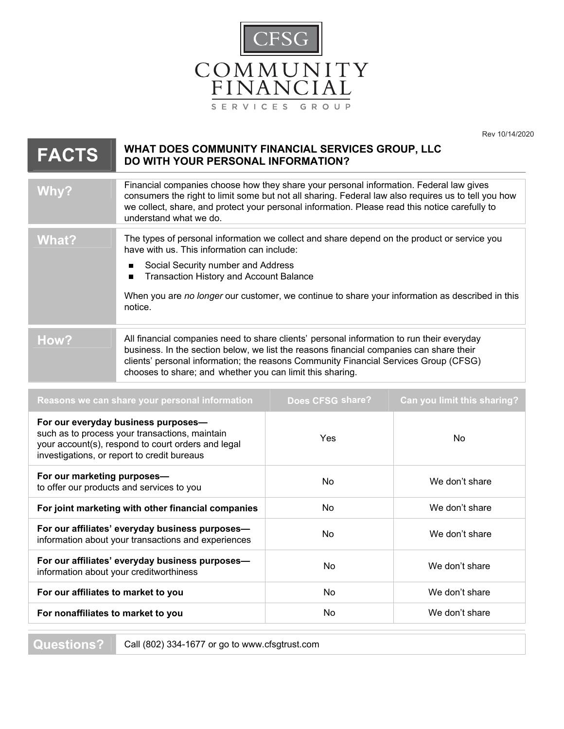CFSG

COMMUNITY FINANCIAL

SERVICES GROUP

Rev 10/14/2020

# FACTS — WHAT DOES COMMUNITY FINANCIAL SERVICES GROUP, LLC DO WITH YOUR PERSONAL INFORMATION?

| | |
|---|---|
| **Why?** | Financial companies choose how they share your personal information. Federal law gives consumers the right to limit some but not all sharing. Federal law also requires us to tell you how we collect, share, and protect your personal information. Please read this notice carefully to understand what we do. |
| **What?** | The types of personal information we collect and share depend on the product or service you have with us. This information can include:<br>■ Social Security number and Address<br>■ Transaction History and Account Balance<br><br>When you are *no longer* our customer, we continue to share your information as described in this notice. |
| **How?** | All financial companies need to share clients' personal information to run their everyday business. In the section below, we list the reasons financial companies can share their clients' personal information; the reasons Community Financial Services Group (CFSG) chooses to share; and whether you can limit this sharing. |

| Reasons we can share your personal information | Does CFSG share? | Can you limit this sharing? |
|---|---|---|
| **For our everyday business purposes—** such as to process your transactions, maintain your account(s), respond to court orders and legal investigations, or report to credit bureaus | Yes | No |
| **For our marketing purposes—** to offer our products and services to you | No | We don't share |
| **For joint marketing with other financial companies** | No | We don't share |
| **For our affiliates' everyday business purposes—** information about your transactions and experiences | No | We don't share |
| **For our affiliates' everyday business purposes—** information about your creditworthiness | No | We don't share |
| **For our affiliates to market to you** | No | We don't share |
| **For nonaffiliates to market to you** | No | We don't share |

| | |
|---|---|
| **Questions?** | Call (802) 334-1677 or go to www.cfsgtrust.com |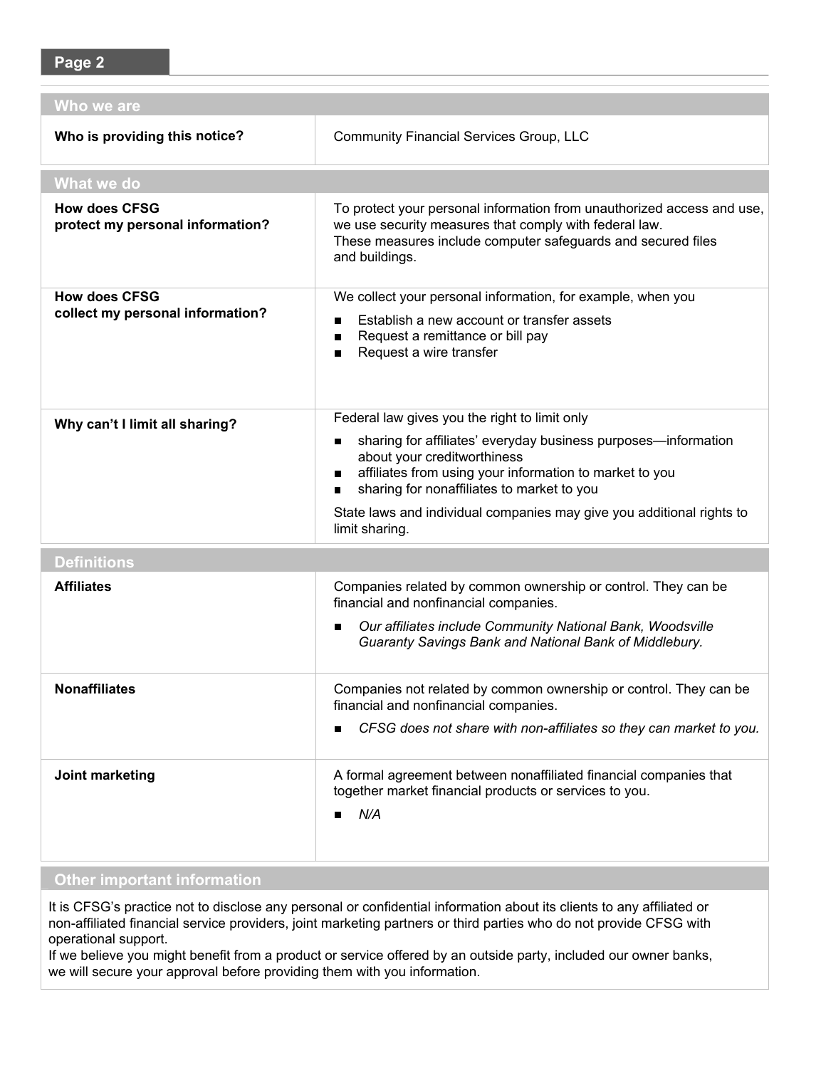| Who we are | |
| --- | --- |
| **Who is providing this notice?** | Community Financial Services Group, LLC |

| What we do | |
| --- | --- |
| **How does CFSG protect my personal information?** | To protect your personal information from unauthorized access and use, we use security measures that comply with federal law. These measures include computer safeguards and secured files and buildings. |
| **How does CFSG collect my personal information?** | We collect your personal information, for example, when you<br>■ Establish a new account or transfer assets<br>■ Request a remittance or bill pay<br>■ Request a wire transfer |
| **Why can't I limit all sharing?** | Federal law gives you the right to limit only<br>■ sharing for affiliates' everyday business purposes—information about your creditworthiness<br>■ affiliates from using your information to market to you<br>■ sharing for nonaffiliates to market to you<br>State laws and individual companies may give you additional rights to limit sharing. |

| Definitions | |
| --- | --- |
| **Affiliates** | Companies related by common ownership or control. They can be financial and nonfinancial companies.<br>■ *Our affiliates include Community National Bank, Woodsville Guaranty Savings Bank and National Bank of Middlebury.* |
| **Nonaffiliates** | Companies not related by common ownership or control. They can be financial and nonfinancial companies.<br>■ *CFSG does not share with non-affiliates so they can market to you.* |
| **Joint marketing** | A formal agreement between nonaffiliated financial companies that together market financial products or services to you.<br>■ *N/A* |

## Other important information

It is CFSG's practice not to disclose any personal or confidential information about its clients to any affiliated or non-affiliated financial service providers, joint marketing partners or third parties who do not provide CFSG with operational support.

If we believe you might benefit from a product or service offered by an outside party, included our owner banks, we will secure your approval before providing them with you information.